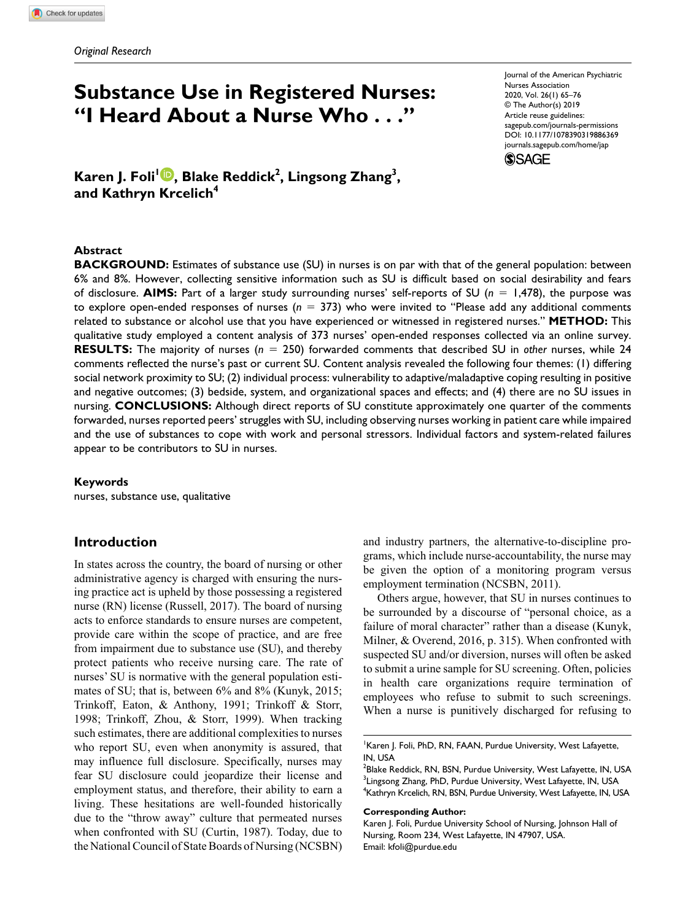*Original Research*

# Substance Use in Registered Nurses: "I Heard About a Nurse Who . . ."

Journal of the American Psychiatric Nurses Association
2020, Vol. 26(1) 65–76
© The Author(s) 2019
Article reuse guidelines: sagepub.com/journals-permissions
DOI: 10.1177/1078390319886369
journals.sagepub.com/home/jap

**Karen J. Foli[1], Blake Reddick[2], Lingsong Zhang[3], and Kathryn Krcelich[4]**

## Abstract

**BACKGROUND:** Estimates of substance use (SU) in nurses is on par with that of the general population: between 6% and 8%. However, collecting sensitive information such as SU is difficult based on social desirability and fears of disclosure. **AIMS:** Part of a larger study surrounding nurses' self-reports of SU ($n$ = 1,478), the purpose was to explore open-ended responses of nurses ($n$ = 373) who were invited to "Please add any additional comments related to substance or alcohol use that you have experienced or witnessed in registered nurses." **METHOD:** This qualitative study employed a content analysis of 373 nurses' open-ended responses collected via an online survey. **RESULTS:** The majority of nurses ($n$ = 250) forwarded comments that described SU in *other* nurses, while 24 comments reflected the nurse's past or current SU. Content analysis revealed the following four themes: (1) differing social network proximity to SU; (2) individual process: vulnerability to adaptive/maladaptive coping resulting in positive and negative outcomes; (3) bedside, system, and organizational spaces and effects; and (4) there are no SU issues in nursing. **CONCLUSIONS:** Although direct reports of SU constitute approximately one quarter of the comments forwarded, nurses reported peers' struggles with SU, including observing nurses working in patient care while impaired and the use of substances to cope with work and personal stressors. Individual factors and system-related failures appear to be contributors to SU in nurses.

### Keywords

nurses, substance use, qualitative

## Introduction

In states across the country, the board of nursing or other administrative agency is charged with ensuring the nursing practice act is upheld by those possessing a registered nurse (RN) license (Russell, 2017). The board of nursing acts to enforce standards to ensure nurses are competent, provide care within the scope of practice, and are free from impairment due to substance use (SU), and thereby protect patients who receive nursing care. The rate of nurses' SU is normative with the general population estimates of SU; that is, between 6% and 8% (Kunyk, 2015; Trinkoff, Eaton, & Anthony, 1991; Trinkoff & Storr, 1998; Trinkoff, Zhou, & Storr, 1999). When tracking such estimates, there are additional complexities to nurses who report SU, even when anonymity is assured, that may influence full disclosure. Specifically, nurses may fear SU disclosure could jeopardize their license and employment status, and therefore, their ability to earn a living. These hesitations are well-founded historically due to the "throw away" culture that permeated nurses when confronted with SU (Curtin, 1987). Today, due to the National Council of State Boards of Nursing (NCSBN) and industry partners, the alternative-to-discipline programs, which include nurse-accountability, the nurse may be given the option of a monitoring program versus employment termination (NCSBN, 2011).

Others argue, however, that SU in nurses continues to be surrounded by a discourse of "personal choice, as a failure of moral character" rather than a disease (Kunyk, Milner, & Overend, 2016, p. 315). When confronted with suspected SU and/or diversion, nurses will often be asked to submit a urine sample for SU screening. Often, policies in health care organizations require termination of employees who refuse to submit to such screenings. When a nurse is punitively discharged for refusing to

---

[1] Karen J. Foli, PhD, RN, FAAN, Purdue University, West Lafayette, IN, USA
[2] Blake Reddick, RN, BSN, Purdue University, West Lafayette, IN, USA
[3] Lingsong Zhang, PhD, Purdue University, West Lafayette, IN, USA
[4] Kathryn Krcelich, RN, BSN, Purdue University, West Lafayette, IN, USA

**Corresponding Author:**
Karen J. Foli, Purdue University School of Nursing, Johnson Hall of Nursing, Room 234, West Lafayette, IN 47907, USA.
Email: kfoli@purdue.edu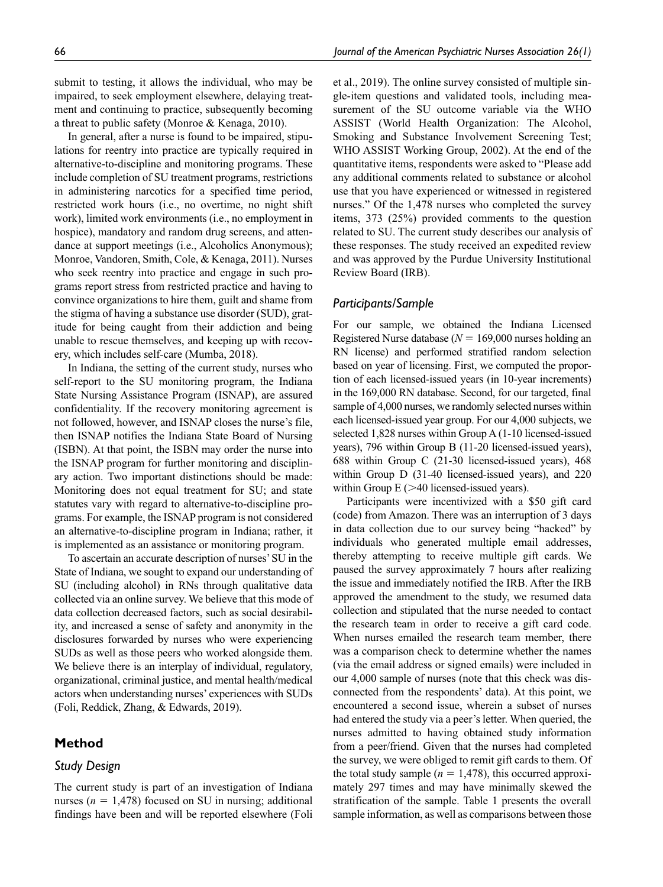submit to testing, it allows the individual, who may be impaired, to seek employment elsewhere, delaying treatment and continuing to practice, subsequently becoming a threat to public safety (Monroe & Kenaga, 2010).

In general, after a nurse is found to be impaired, stipulations for reentry into practice are typically required in alternative-to-discipline and monitoring programs. These include completion of SU treatment programs, restrictions in administering narcotics for a specified time period, restricted work hours (i.e., no overtime, no night shift work), limited work environments (i.e., no employment in hospice), mandatory and random drug screens, and attendance at support meetings (i.e., Alcoholics Anonymous); Monroe, Vandoren, Smith, Cole, & Kenaga, 2011). Nurses who seek reentry into practice and engage in such programs report stress from restricted practice and having to convince organizations to hire them, guilt and shame from the stigma of having a substance use disorder (SUD), gratitude for being caught from their addiction and being unable to rescue themselves, and keeping up with recovery, which includes self-care (Mumba, 2018).

In Indiana, the setting of the current study, nurses who self-report to the SU monitoring program, the Indiana State Nursing Assistance Program (ISNAP), are assured confidentiality. If the recovery monitoring agreement is not followed, however, and ISNAP closes the nurse's file, then ISNAP notifies the Indiana State Board of Nursing (ISBN). At that point, the ISBN may order the nurse into the ISNAP program for further monitoring and disciplinary action. Two important distinctions should be made: Monitoring does not equal treatment for SU; and state statutes vary with regard to alternative-to-discipline programs. For example, the ISNAP program is not considered an alternative-to-discipline program in Indiana; rather, it is implemented as an assistance or monitoring program.

To ascertain an accurate description of nurses' SU in the State of Indiana, we sought to expand our understanding of SU (including alcohol) in RNs through qualitative data collected via an online survey. We believe that this mode of data collection decreased factors, such as social desirability, and increased a sense of safety and anonymity in the disclosures forwarded by nurses who were experiencing SUDs as well as those peers who worked alongside them. We believe there is an interplay of individual, regulatory, organizational, criminal justice, and mental health/medical actors when understanding nurses' experiences with SUDs (Foli, Reddick, Zhang, & Edwards, 2019).

## Method

### Study Design

The current study is part of an investigation of Indiana nurses ($n$ = 1,478) focused on SU in nursing; additional findings have been and will be reported elsewhere (Foli et al., 2019). The online survey consisted of multiple single-item questions and validated tools, including measurement of the SU outcome variable via the WHO ASSIST (World Health Organization: The Alcohol, Smoking and Substance Involvement Screening Test; WHO ASSIST Working Group, 2002). At the end of the quantitative items, respondents were asked to "Please add any additional comments related to substance or alcohol use that you have experienced or witnessed in registered nurses." Of the 1,478 nurses who completed the survey items, 373 (25%) provided comments to the question related to SU. The current study describes our analysis of these responses. The study received an expedited review and was approved by the Purdue University Institutional Review Board (IRB).

### Participants/Sample

For our sample, we obtained the Indiana Licensed Registered Nurse database ($N$ = 169,000 nurses holding an RN license) and performed stratified random selection based on year of licensing. First, we computed the proportion of each licensed-issued years (in 10-year increments) in the 169,000 RN database. Second, for our targeted, final sample of 4,000 nurses, we randomly selected nurses within each licensed-issued year group. For our 4,000 subjects, we selected 1,828 nurses within Group A (1-10 licensed-issued years), 796 within Group B (11-20 licensed-issued years), 688 within Group C (21-30 licensed-issued years), 468 within Group D (31-40 licensed-issued years), and 220 within Group E (>40 licensed-issued years).

Participants were incentivized with a $50 gift card (code) from Amazon. There was an interruption of 3 days in data collection due to our survey being "hacked" by individuals who generated multiple email addresses, thereby attempting to receive multiple gift cards. We paused the survey approximately 7 hours after realizing the issue and immediately notified the IRB. After the IRB approved the amendment to the study, we resumed data collection and stipulated that the nurse needed to contact the research team in order to receive a gift card code. When nurses emailed the research team member, there was a comparison check to determine whether the names (via the email address or signed emails) were included in our 4,000 sample of nurses (note that this check was disconnected from the respondents' data). At this point, we encountered a second issue, wherein a subset of nurses had entered the study via a peer's letter. When queried, the nurses admitted to having obtained study information from a peer/friend. Given that the nurses had completed the survey, we were obliged to remit gift cards to them. Of the total study sample ($n$ = 1,478), this occurred approximately 297 times and may have minimally skewed the stratification of the sample. Table 1 presents the overall sample information, as well as comparisons between those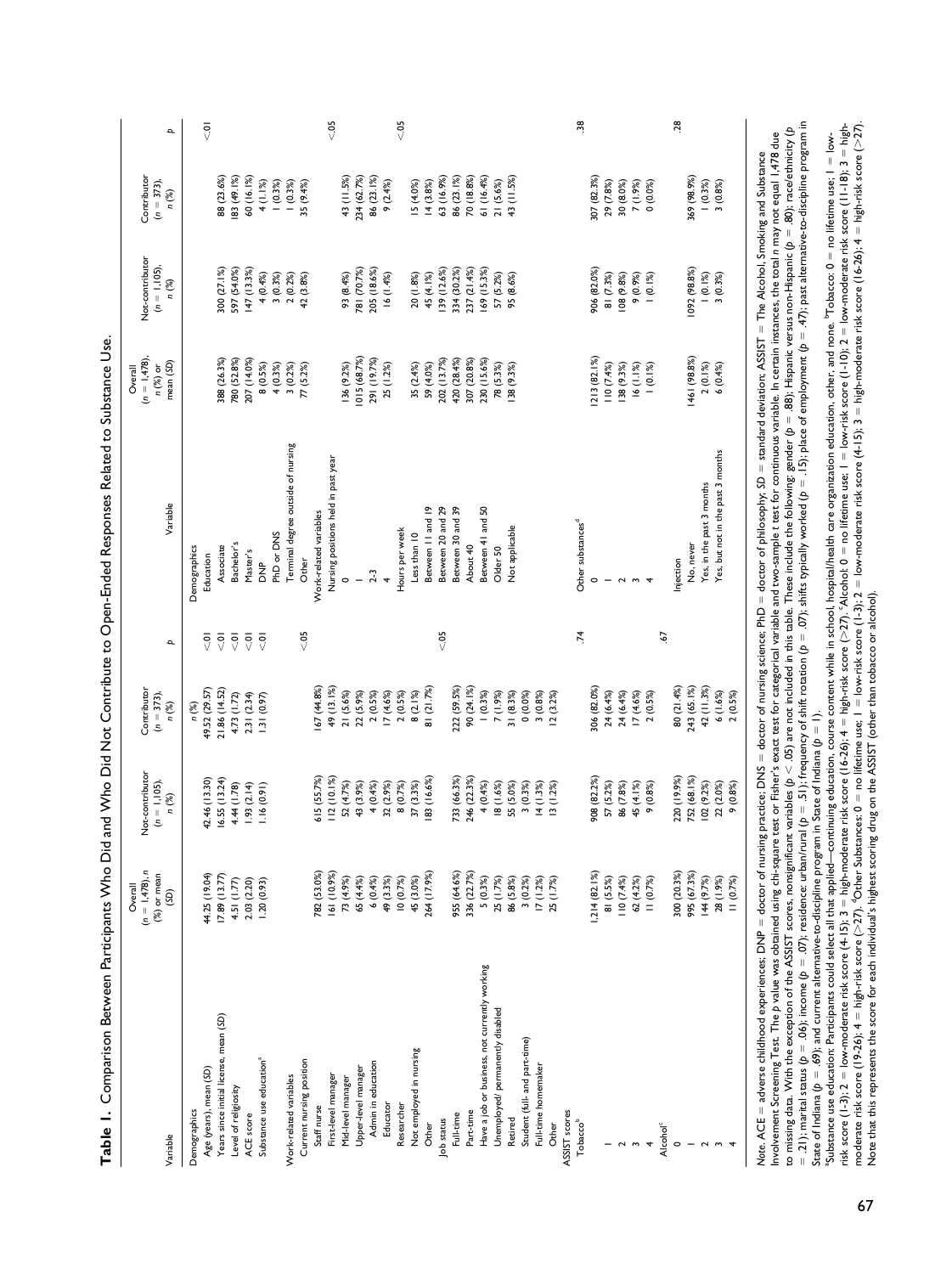**Table 1.** Comparison Between Participants Who Did and Who Did Not Contribute to Open-Ended Responses Related to Substance Use.

| Variable | Overall ($n$ = 1,478), $n$ (%) or mean (SD) | Not-contributor ($n$ = 1,105), $n$ (%) | Contributor ($n$ = 373), $n$ (%) | $p$ |
|---|---|---|---|---|
| Demographics | | | $n$ (%) | |
| Age (years), mean (SD) | 44.25 (19.04) | 42.46 (13.30) | 49.52 (29.57) | <.01 |
| Years since initial license, mean (SD) | 17.89 (13.77) | 16.55 (13.24) | 21.86 (14.52) | <.01 |
| Level of religiosity | 4.51 (1.77) | 4.44 (1.78) | 4.73 (1.72) | <.01 |
| ACE score | 2.03 (2.20) | 1.93 (2.14) | 2.31 (2.34) | <.01 |
| Substance use education[a] | 1.20 (0.93) | 1.16 (0.91) | 1.31 (0.97) | <.01 |
| Work-related variables | | | | |
| Current nursing position | | | | <.05 |
| Staff nurse | 782 (53.0%) | 615 (55.7%) | 167 (44.8%) | |
| First-level manager | 161 (10.9%) | 112 (10.1%) | 49 (13.1%) | |
| Mid-level manager | 73 (4.9%) | 52 (4.7%) | 21 (5.6%) | |
| Upper-level manager | 65 (4.4%) | 43 (3.9%) | 22 (5.9%) | |
| Admin in education | 6 (0.4%) | 4 (0.4%) | 2 (0.5%) | |
| Educator | 49 (3.3%) | 32 (2.9%) | 17 (4.6%) | |
| Researcher | 10 (0.7%) | 8 (0.7%) | 2 (0.5%) | |
| Not employed in nursing | 45 (3.0%) | 37 (3.3%) | 8 (2.1%) | |
| Other | 264 (17.9%) | 183 (16.6%) | 81 (21.7%) | |
| Job status | | | | <.05 |
| Full-time | 955 (64.6%) | 733 (66.3%) | 222 (59.5%) | |
| Part-time | 336 (22.7%) | 246 (22.3%) | 90 (24.1%) | |
| Have a job or business, not currently working | 5 (0.3%) | 4 (0.4%) | 1 (0.3%) | |
| Unemployed/ permanently disabled | 25 (1.7%) | 18 (1.6%) | 7 (1.9%) | |
| Retired | 86 (5.8%) | 55 (5.0%) | 31 (8.3%) | |
| Student (full- and part-time) | 3 (0.2%) | 3 (0.3%) | 0 (0.0%) | |
| Full-time homemaker | 17 (1.2%) | 14 (1.3%) | 3 (0.8%) | |
| Other | 25 (1.7%) | 13 (1.2%) | 12 (3.2%) | |
| ASSIST scores | | | | |
| Tobacco[b] | | | | .74 |
| 0 | 1,214 (82.1%) | 908 (82.2%) | 306 (82.0%) | |
| 1 | 81 (5.5%) | 57 (5.2%) | 24 (6.4%) | |
| 2 | 110 (7.4%) | 86 (7.8%) | 24 (6.4%) | |
| 3 | 62 (4.2%) | 45 (4.1%) | 17 (4.6%) | |
| 4 | 11 (0.7%) | 9 (0.8%) | 2 (0.5%) | |
| Alcohol[c] | | | | .67 |
| 0 | 300 (20.3%) | 220 (19.9%) | 80 (21.4%) | |
| 1 | 995 (67.3%) | 752 (68.1%) | 243 (65.1%) | |
| 2 | 144 (9.7%) | 102 (9.2%) | 42 (11.3%) | |
| 3 | 28 (1.9%) | 22 (2.0%) | 6 (1.6%) | |
| 4 | 11 (0.7%) | 9 (0.8%) | 2 (0.5%) | |
| Demographics | | | | |
| Education | | | | <.01 |
| Associate | 388 (26.3%) | 300 (27.1%) | 88 (23.6%) | |
| Bachelor's | 780 (52.8%) | 597 (54.0%) | 183 (49.1%) | |
| Master's | 207 (14.0%) | 147 (13.3%) | 60 (16.1%) | |
| DNP | 8 (0.5%) | 4 (0.4%) | 4 (1.1%) | |
| PhD or DNS | 4 (0.3%) | 3 (0.3%) | 1 (0.3%) | |
| Terminal degree outside of nursing | 3 (0.2%) | 2 (0.2%) | 1 (0.3%) | |
| Other | 77 (5.2%) | 42 (3.8%) | 35 (9.4%) | |
| Work-related variables | | | | |
| Nursing positions held in past year | | | | <.05 |
| 0 | 136 (9.2%) | 93 (8.4%) | 43 (11.5%) | |
| 1 | 1015 (68.7%) | 781 (70.7%) | 234 (62.7%) | |
| 2-3 | 291 (19.7%) | 205 (18.6%) | 86 (23.1%) | |
| 4 | 25 (1.2%) | 16 (1.4%) | 9 (2.4%) | |
| Hours per week | | | | <.05 |
| Less than 10 | 35 (2.4%) | 20 (1.8%) | 15 (4.0%) | |
| Between 11 and 19 | 59 (4.0%) | 45 (4.1%) | 14 (3.8%) | |
| Between 20 and 29 | 202 (13.7%) | 139 (12.6%) | 63 (16.9%) | |
| Between 30 and 39 | 420 (28.4%) | 334 (30.2%) | 86 (23.1%) | |
| About 40 | 307 (20.8%) | 237 (21.4%) | 70 (18.8%) | |
| Between 41 and 50 | 230 (15.6%) | 169 (15.3%) | 61 (16.4%) | |
| Older 50 | 78 (5.3%) | 57 (5.2%) | 21 (5.6%) | |
| Not applicable | 138 (9.3%) | 95 (8.6%) | 43 (11.5%) | |
| Other substances[d] | | | | .38 |
| 0 | 1213 (82.1%) | 906 (82.0%) | 307 (82.3%) | |
| 1 | 110 (7.4%) | 81 (7.3%) | 29 (7.8%) | |
| 2 | 138 (9.3%) | 108 (9.8%) | 30 (8.0%) | |
| 3 | 16 (1.1%) | 9 (0.9%) | 7 (1.9%) | |
| 4 | 1 (0.1%) | 1 (0.1%) | 0 (0.0%) | |
| Injection | | | | .28 |
| No, never | 1461 (98.8%) | 1092 (98.8%) | 369 (98.9%) | |
| Yes, in the past 3 months | 2 (0.1%) | 1 (0.1%) | 1 (0.3%) | |
| Yes, but not in the past 3 months | 6 (0.4%) | 3 (0.3%) | 3 (0.8%) | |

*Note.* ACE = adverse childhood experiences; DNP = doctor of nursing practice; DNS = doctor of nursing science; PhD = doctor of philosophy; SD = standard deviation; ASSIST = The Alcohol, Smoking and Substance Involvement Screening Test. The $p$ value was obtained using chi-square test or Fisher's exact test for categorical variable and two-sample $t$ test for continuous variable. In certain instances, the total $n$ may not equal 1,478 due to missing data. With the exception of the ASSIST scores, nonsignificant variables ($p$ < .05) are not included in this table. These include the following: gender ($p$ = .88); Hispanic versus non-Hispanic ($p$ = .80); race/ethnicity ($p$ = .21); marital status ($p$ = .06); income ($p$ = .07); residence: urban/rural ($p$ = .51); frequency of shift rotation ($p$ = .07); shifts typically worked ($p$ = .15); place of employment ($p$ = .47); past alternative-to-discipline program in State of Indiana ($p$ = .69); and current alternative-to-discipline program in State of Indiana ($p$ = 1).

[a]Substance use education: Participants could select all that applied—continuing education, course content while in school, hospital/health care organization education, other, and none. [b]Tobacco: 0 = no lifetime use; 1 = low-risk score (1-3); 2 = low-moderate risk score (4-15); 3 = high-moderate risk score (16-26); 4 = high-risk score (>27). [c]Alcohol: 0 = no lifetime use; 1 = low-risk score (1-10); 2 = low-moderate risk score (11-18); 3 = high-moderate risk score (19-26); 4 = high-risk score (>27). [d]Other Substances: 0 = no lifetime use; 1 = low-risk score (1-3); 2 = low-moderate risk score (4-15); 3 = high-moderate risk score (16-26); 4 = high-risk score (>27). Note that this represents the score for each individual's highest scoring drug on the ASSIST (other than tobacco or alcohol).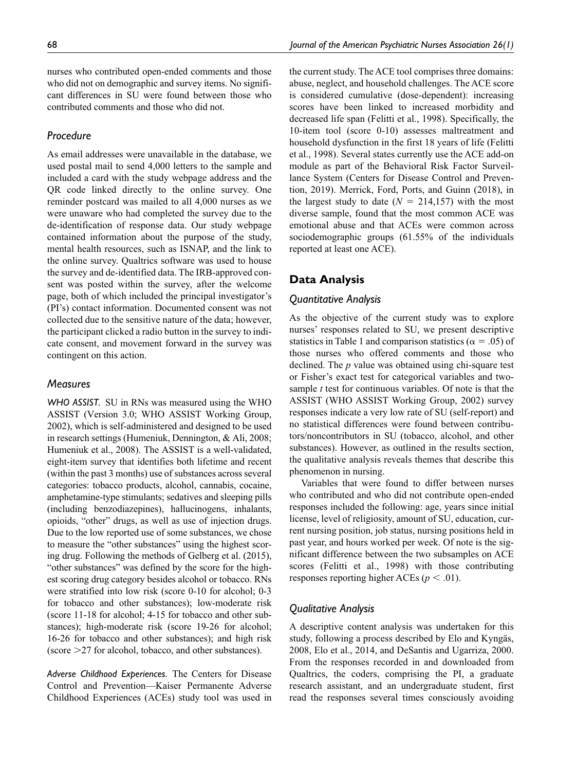nurses who contributed open-ended comments and those who did not on demographic and survey items. No significant differences in SU were found between those who contributed comments and those who did not.

### Procedure

As email addresses were unavailable in the database, we used postal mail to send 4,000 letters to the sample and included a card with the study webpage address and the QR code linked directly to the online survey. One reminder postcard was mailed to all 4,000 nurses as we were unaware who had completed the survey due to the de-identification of response data. Our study webpage contained information about the purpose of the study, mental health resources, such as ISNAP, and the link to the online survey. Qualtrics software was used to house the survey and de-identified data. The IRB-approved consent was posted within the survey, after the welcome page, both of which included the principal investigator's (PI's) contact information. Documented consent was not collected due to the sensitive nature of the data; however, the participant clicked a radio button in the survey to indicate consent, and movement forward in the survey was contingent on this action.

### Measures

*WHO ASSIST.* SU in RNs was measured using the WHO ASSIST (Version 3.0; WHO ASSIST Working Group, 2002), which is self-administered and designed to be used in research settings (Humeniuk, Dennington, & Ali, 2008; Humeniuk et al., 2008). The ASSIST is a well-validated, eight-item survey that identifies both lifetime and recent (within the past 3 months) use of substances across several categories: tobacco products, alcohol, cannabis, cocaine, amphetamine-type stimulants; sedatives and sleeping pills (including benzodiazepines), hallucinogens, inhalants, opioids, "other" drugs, as well as use of injection drugs. Due to the low reported use of some substances, we chose to measure the "other substances" using the highest scoring drug. Following the methods of Gelberg et al. (2015), "other substances" was defined by the score for the highest scoring drug category besides alcohol or tobacco. RNs were stratified into low risk (score 0-10 for alcohol; 0-3 for tobacco and other substances); low-moderate risk (score 11-18 for alcohol; 4-15 for tobacco and other substances); high-moderate risk (score 19-26 for alcohol; 16-26 for tobacco and other substances); and high risk (score >27 for alcohol, tobacco, and other substances).

*Adverse Childhood Experiences.* The Centers for Disease Control and Prevention—Kaiser Permanente Adverse Childhood Experiences (ACEs) study tool was used in the current study. The ACE tool comprises three domains: abuse, neglect, and household challenges. The ACE score is considered cumulative (dose-dependent): increasing scores have been linked to increased morbidity and decreased life span (Felitti et al., 1998). Specifically, the 10-item tool (score 0-10) assesses maltreatment and household dysfunction in the first 18 years of life (Felitti et al., 1998). Several states currently use the ACE add-on module as part of the Behavioral Risk Factor Surveillance System (Centers for Disease Control and Prevention, 2019). Merrick, Ford, Ports, and Guinn (2018), in the largest study to date ($N = 214{,}157$) with the most diverse sample, found that the most common ACE was emotional abuse and that ACEs were common across sociodemographic groups (61.55% of the individuals reported at least one ACE).

## Data Analysis

### Quantitative Analysis

As the objective of the current study was to explore nurses' responses related to SU, we present descriptive statistics in Table 1 and comparison statistics ($\alpha = .05$) of those nurses who offered comments and those who declined. The *p* value was obtained using chi-square test or Fisher's exact test for categorical variables and two-sample *t* test for continuous variables. Of note is that the ASSIST (WHO ASSIST Working Group, 2002) survey responses indicate a very low rate of SU (self-report) and no statistical differences were found between contributors/noncontributors in SU (tobacco, alcohol, and other substances). However, as outlined in the results section, the qualitative analysis reveals themes that describe this phenomenon in nursing.

Variables that were found to differ between nurses who contributed and who did not contribute open-ended responses included the following: age, years since initial license, level of religiosity, amount of SU, education, current nursing position, job status, nursing positions held in past year, and hours worked per week. Of note is the significant difference between the two subsamples on ACE scores (Felitti et al., 1998) with those contributing responses reporting higher ACEs ($p < .01$).

### Qualitative Analysis

A descriptive content analysis was undertaken for this study, following a process described by Elo and Kyngäs, 2008, Elo et al., 2014, and DeSantis and Ugarriza, 2000. From the responses recorded in and downloaded from Qualtrics, the coders, comprising the PI, a graduate research assistant, and an undergraduate student, first read the responses several times consciously avoiding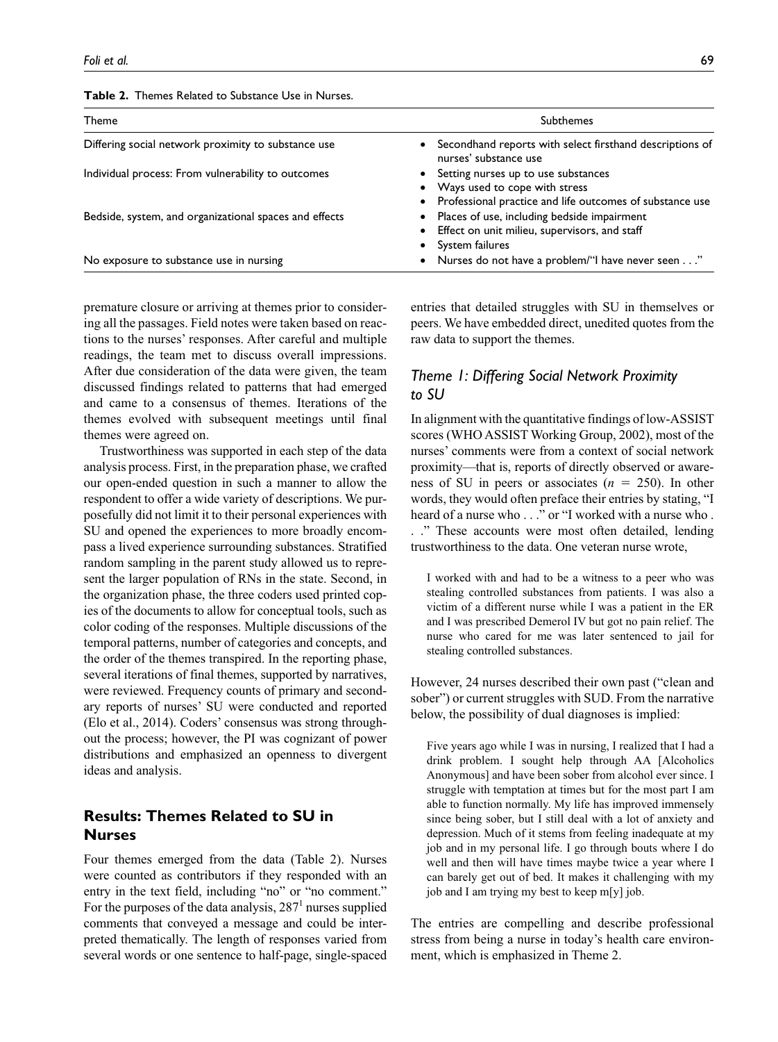**Table 2.** Themes Related to Substance Use in Nurses.

| Theme | Subthemes |
|---|---|
| Differing social network proximity to substance use | • Secondhand reports with select firsthand descriptions of nurses' substance use |
| Individual process: From vulnerability to outcomes | • Setting nurses up to use substances<br>• Ways used to cope with stress<br>• Professional practice and life outcomes of substance use |
| Bedside, system, and organizational spaces and effects | • Places of use, including bedside impairment<br>• Effect on unit milieu, supervisors, and staff<br>• System failures |
| No exposure to substance use in nursing | • Nurses do not have a problem/"I have never seen . . ." |

premature closure or arriving at themes prior to considering all the passages. Field notes were taken based on reactions to the nurses' responses. After careful and multiple readings, the team met to discuss overall impressions. After due consideration of the data were given, the team discussed findings related to patterns that had emerged and came to a consensus of themes. Iterations of the themes evolved with subsequent meetings until final themes were agreed on.

Trustworthiness was supported in each step of the data analysis process. First, in the preparation phase, we crafted our open-ended question in such a manner to allow the respondent to offer a wide variety of descriptions. We purposefully did not limit it to their personal experiences with SU and opened the experiences to more broadly encompass a lived experience surrounding substances. Stratified random sampling in the parent study allowed us to represent the larger population of RNs in the state. Second, in the organization phase, the three coders used printed copies of the documents to allow for conceptual tools, such as color coding of the responses. Multiple discussions of the temporal patterns, number of categories and concepts, and the order of the themes transpired. In the reporting phase, several iterations of final themes, supported by narratives, were reviewed. Frequency counts of primary and secondary reports of nurses' SU were conducted and reported (Elo et al., 2014). Coders' consensus was strong throughout the process; however, the PI was cognizant of power distributions and emphasized an openness to divergent ideas and analysis.

## Results: Themes Related to SU in Nurses

Four themes emerged from the data (Table 2). Nurses were counted as contributors if they responded with an entry in the text field, including "no" or "no comment." For the purposes of the data analysis, 287[1] nurses supplied comments that conveyed a message and could be interpreted thematically. The length of responses varied from several words or one sentence to half-page, single-spaced entries that detailed struggles with SU in themselves or peers. We have embedded direct, unedited quotes from the raw data to support the themes.

### *Theme 1: Differing Social Network Proximity to SU*

In alignment with the quantitative findings of low-ASSIST scores (WHO ASSIST Working Group, 2002), most of the nurses' comments were from a context of social network proximity—that is, reports of directly observed or awareness of SU in peers or associates ($n$ = 250). In other words, they would often preface their entries by stating, "I heard of a nurse who . . ." or "I worked with a nurse who . . ." These accounts were most often detailed, lending trustworthiness to the data. One veteran nurse wrote,

> I worked with and had to be a witness to a peer who was stealing controlled substances from patients. I was also a victim of a different nurse while I was a patient in the ER and I was prescribed Demerol IV but got no pain relief. The nurse who cared for me was later sentenced to jail for stealing controlled substances.

However, 24 nurses described their own past ("clean and sober") or current struggles with SUD. From the narrative below, the possibility of dual diagnoses is implied:

> Five years ago while I was in nursing, I realized that I had a drink problem. I sought help through AA [Alcoholics Anonymous] and have been sober from alcohol ever since. I struggle with temptation at times but for the most part I am able to function normally. My life has improved immensely since being sober, but I still deal with a lot of anxiety and depression. Much of it stems from feeling inadequate at my job and in my personal life. I go through bouts where I do well and then will have times maybe twice a year where I can barely get out of bed. It makes it challenging with my job and I am trying my best to keep m[y] job.

The entries are compelling and describe professional stress from being a nurse in today's health care environment, which is emphasized in Theme 2.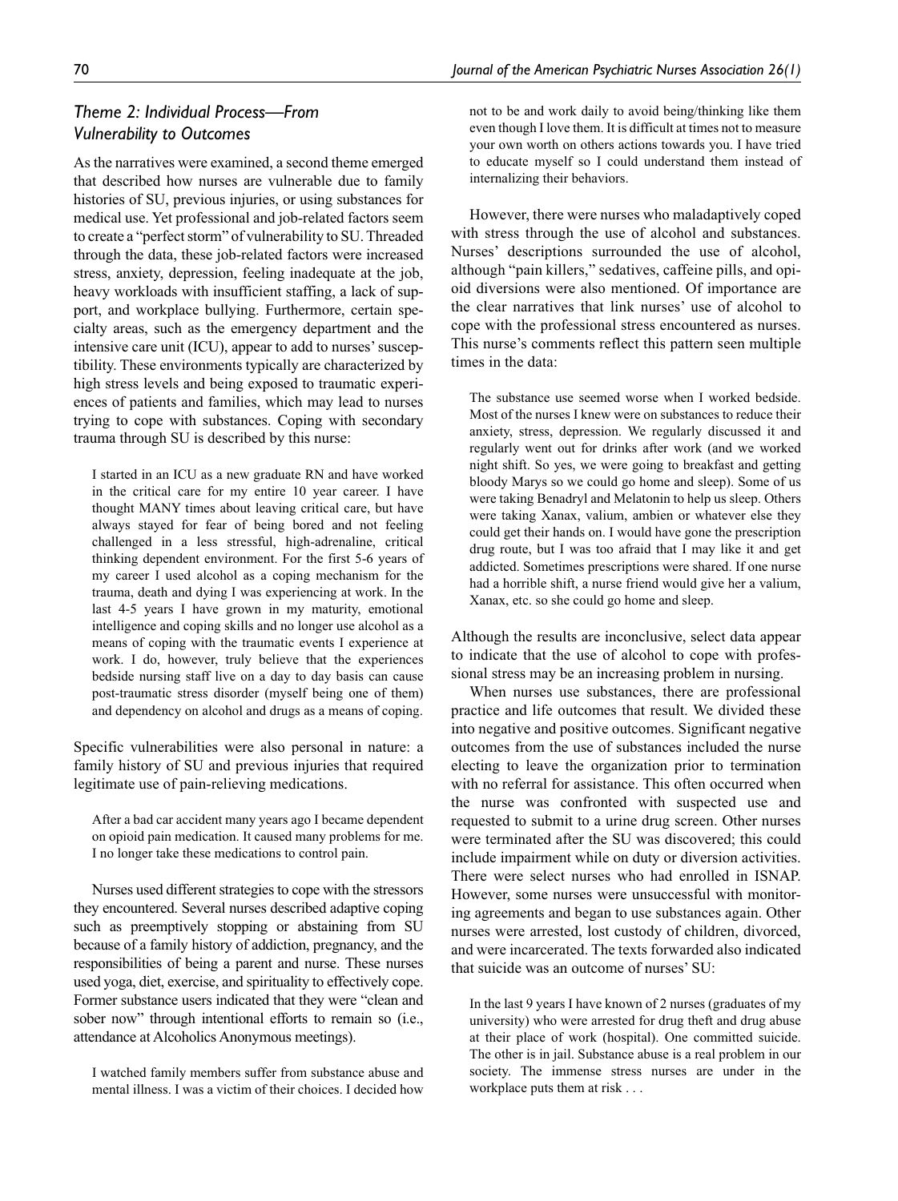### Theme 2: Individual Process—From Vulnerability to Outcomes

As the narratives were examined, a second theme emerged that described how nurses are vulnerable due to family histories of SU, previous injuries, or using substances for medical use. Yet professional and job-related factors seem to create a "perfect storm" of vulnerability to SU. Threaded through the data, these job-related factors were increased stress, anxiety, depression, feeling inadequate at the job, heavy workloads with insufficient staffing, a lack of support, and workplace bullying. Furthermore, certain specialty areas, such as the emergency department and the intensive care unit (ICU), appear to add to nurses' susceptibility. These environments typically are characterized by high stress levels and being exposed to traumatic experiences of patients and families, which may lead to nurses trying to cope with substances. Coping with secondary trauma through SU is described by this nurse:

> I started in an ICU as a new graduate RN and have worked in the critical care for my entire 10 year career. I have thought MANY times about leaving critical care, but have always stayed for fear of being bored and not feeling challenged in a less stressful, high-adrenaline, critical thinking dependent environment. For the first 5-6 years of my career I used alcohol as a coping mechanism for the trauma, death and dying I was experiencing at work. In the last 4-5 years I have grown in my maturity, emotional intelligence and coping skills and no longer use alcohol as a means of coping with the traumatic events I experience at work. I do, however, truly believe that the experiences bedside nursing staff live on a day to day basis can cause post-traumatic stress disorder (myself being one of them) and dependency on alcohol and drugs as a means of coping.

Specific vulnerabilities were also personal in nature: a family history of SU and previous injuries that required legitimate use of pain-relieving medications.

> After a bad car accident many years ago I became dependent on opioid pain medication. It caused many problems for me. I no longer take these medications to control pain.

Nurses used different strategies to cope with the stressors they encountered. Several nurses described adaptive coping such as preemptively stopping or abstaining from SU because of a family history of addiction, pregnancy, and the responsibilities of being a parent and nurse. These nurses used yoga, diet, exercise, and spirituality to effectively cope. Former substance users indicated that they were "clean and sober now" through intentional efforts to remain so (i.e., attendance at Alcoholics Anonymous meetings).

> I watched family members suffer from substance abuse and mental illness. I was a victim of their choices. I decided how not to be and work daily to avoid being/thinking like them even though I love them. It is difficult at times not to measure your own worth on others actions towards you. I have tried to educate myself so I could understand them instead of internalizing their behaviors.

However, there were nurses who maladaptively coped with stress through the use of alcohol and substances. Nurses' descriptions surrounded the use of alcohol, although "pain killers," sedatives, caffeine pills, and opioid diversions were also mentioned. Of importance are the clear narratives that link nurses' use of alcohol to cope with the professional stress encountered as nurses. This nurse's comments reflect this pattern seen multiple times in the data:

> The substance use seemed worse when I worked bedside. Most of the nurses I knew were on substances to reduce their anxiety, stress, depression. We regularly discussed it and regularly went out for drinks after work (and we worked night shift. So yes, we were going to breakfast and getting bloody Marys so we could go home and sleep). Some of us were taking Benadryl and Melatonin to help us sleep. Others were taking Xanax, valium, ambien or whatever else they could get their hands on. I would have gone the prescription drug route, but I was too afraid that I may like it and get addicted. Sometimes prescriptions were shared. If one nurse had a horrible shift, a nurse friend would give her a valium, Xanax, etc. so she could go home and sleep.

Although the results are inconclusive, select data appear to indicate that the use of alcohol to cope with professional stress may be an increasing problem in nursing.

When nurses use substances, there are professional practice and life outcomes that result. We divided these into negative and positive outcomes. Significant negative outcomes from the use of substances included the nurse electing to leave the organization prior to termination with no referral for assistance. This often occurred when the nurse was confronted with suspected use and requested to submit to a urine drug screen. Other nurses were terminated after the SU was discovered; this could include impairment while on duty or diversion activities. There were select nurses who had enrolled in ISNAP. However, some nurses were unsuccessful with monitoring agreements and began to use substances again. Other nurses were arrested, lost custody of children, divorced, and were incarcerated. The texts forwarded also indicated that suicide was an outcome of nurses' SU:

> In the last 9 years I have known of 2 nurses (graduates of my university) who were arrested for drug theft and drug abuse at their place of work (hospital). One committed suicide. The other is in jail. Substance abuse is a real problem in our society. The immense stress nurses are under in the workplace puts them at risk . . .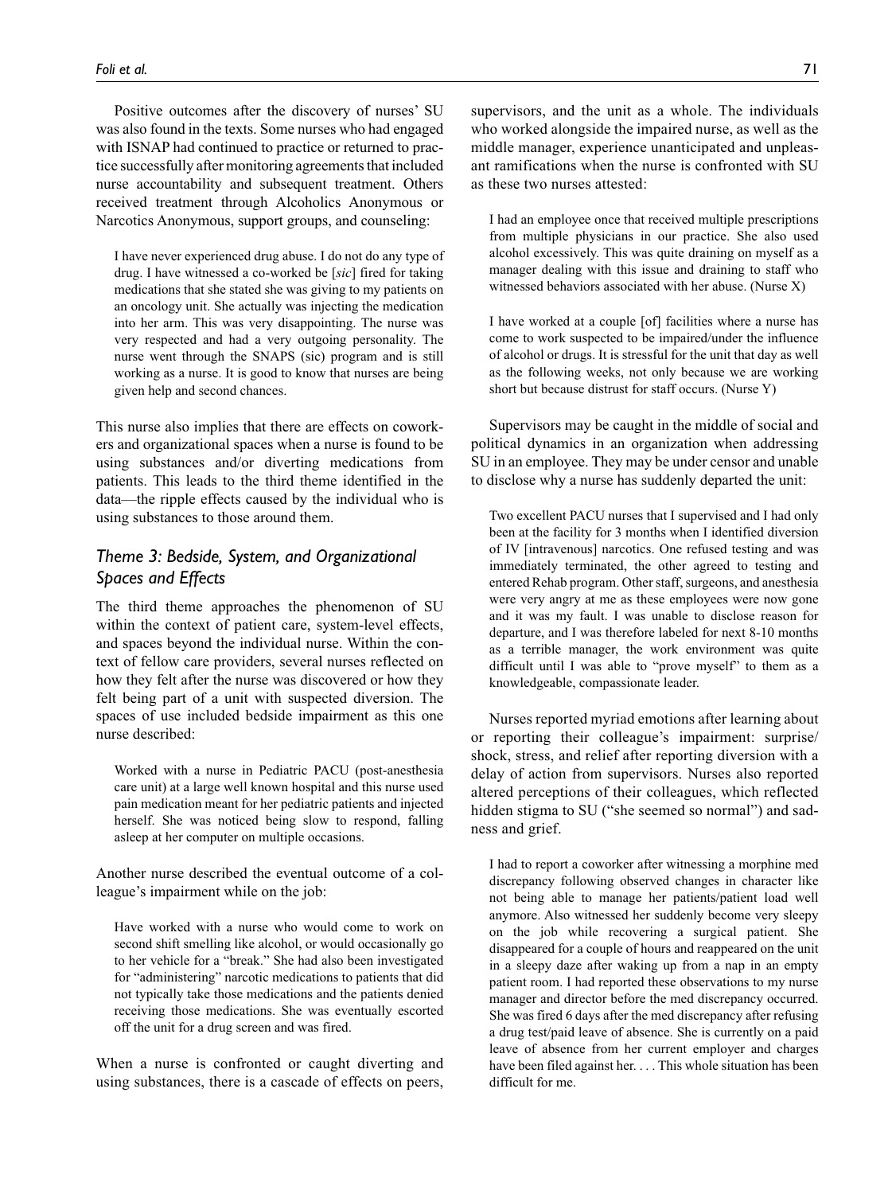Positive outcomes after the discovery of nurses' SU was also found in the texts. Some nurses who had engaged with ISNAP had continued to practice or returned to practice successfully after monitoring agreements that included nurse accountability and subsequent treatment. Others received treatment through Alcoholics Anonymous or Narcotics Anonymous, support groups, and counseling:

> I have never experienced drug abuse. I do not do any type of drug. I have witnessed a co-worked be [*sic*] fired for taking medications that she stated she was giving to my patients on an oncology unit. She actually was injecting the medication into her arm. This was very disappointing. The nurse was very respected and had a very outgoing personality. The nurse went through the SNAPS (sic) program and is still working as a nurse. It is good to know that nurses are being given help and second chances.

This nurse also implies that there are effects on coworkers and organizational spaces when a nurse is found to be using substances and/or diverting medications from patients. This leads to the third theme identified in the data—the ripple effects caused by the individual who is using substances to those around them.

## *Theme 3: Bedside, System, and Organizational Spaces and Effects*

The third theme approaches the phenomenon of SU within the context of patient care, system-level effects, and spaces beyond the individual nurse. Within the context of fellow care providers, several nurses reflected on how they felt after the nurse was discovered or how they felt being part of a unit with suspected diversion. The spaces of use included bedside impairment as this one nurse described:

> Worked with a nurse in Pediatric PACU (post-anesthesia care unit) at a large well known hospital and this nurse used pain medication meant for her pediatric patients and injected herself. She was noticed being slow to respond, falling asleep at her computer on multiple occasions.

Another nurse described the eventual outcome of a colleague's impairment while on the job:

> Have worked with a nurse who would come to work on second shift smelling like alcohol, or would occasionally go to her vehicle for a "break." She had also been investigated for "administering" narcotic medications to patients that did not typically take those medications and the patients denied receiving those medications. She was eventually escorted off the unit for a drug screen and was fired.

When a nurse is confronted or caught diverting and using substances, there is a cascade of effects on peers, supervisors, and the unit as a whole. The individuals who worked alongside the impaired nurse, as well as the middle manager, experience unanticipated and unpleasant ramifications when the nurse is confronted with SU as these two nurses attested:

> I had an employee once that received multiple prescriptions from multiple physicians in our practice. She also used alcohol excessively. This was quite draining on myself as a manager dealing with this issue and draining to staff who witnessed behaviors associated with her abuse. (Nurse X)

> I have worked at a couple [of] facilities where a nurse has come to work suspected to be impaired/under the influence of alcohol or drugs. It is stressful for the unit that day as well as the following weeks, not only because we are working short but because distrust for staff occurs. (Nurse Y)

Supervisors may be caught in the middle of social and political dynamics in an organization when addressing SU in an employee. They may be under censor and unable to disclose why a nurse has suddenly departed the unit:

> Two excellent PACU nurses that I supervised and I had only been at the facility for 3 months when I identified diversion of IV [intravenous] narcotics. One refused testing and was immediately terminated, the other agreed to testing and entered Rehab program. Other staff, surgeons, and anesthesia were very angry at me as these employees were now gone and it was my fault. I was unable to disclose reason for departure, and I was therefore labeled for next 8-10 months as a terrible manager, the work environment was quite difficult until I was able to "prove myself" to them as a knowledgeable, compassionate leader.

Nurses reported myriad emotions after learning about or reporting their colleague's impairment: surprise/shock, stress, and relief after reporting diversion with a delay of action from supervisors. Nurses also reported altered perceptions of their colleagues, which reflected hidden stigma to SU ("she seemed so normal") and sadness and grief.

> I had to report a coworker after witnessing a morphine med discrepancy following observed changes in character like not being able to manage her patients/patient load well anymore. Also witnessed her suddenly become very sleepy on the job while recovering a surgical patient. She disappeared for a couple of hours and reappeared on the unit in a sleepy daze after waking up from a nap in an empty patient room. I had reported these observations to my nurse manager and director before the med discrepancy occurred. She was fired 6 days after the med discrepancy after refusing a drug test/paid leave of absence. She is currently on a paid leave of absence from her current employer and charges have been filed against her. . . . This whole situation has been difficult for me.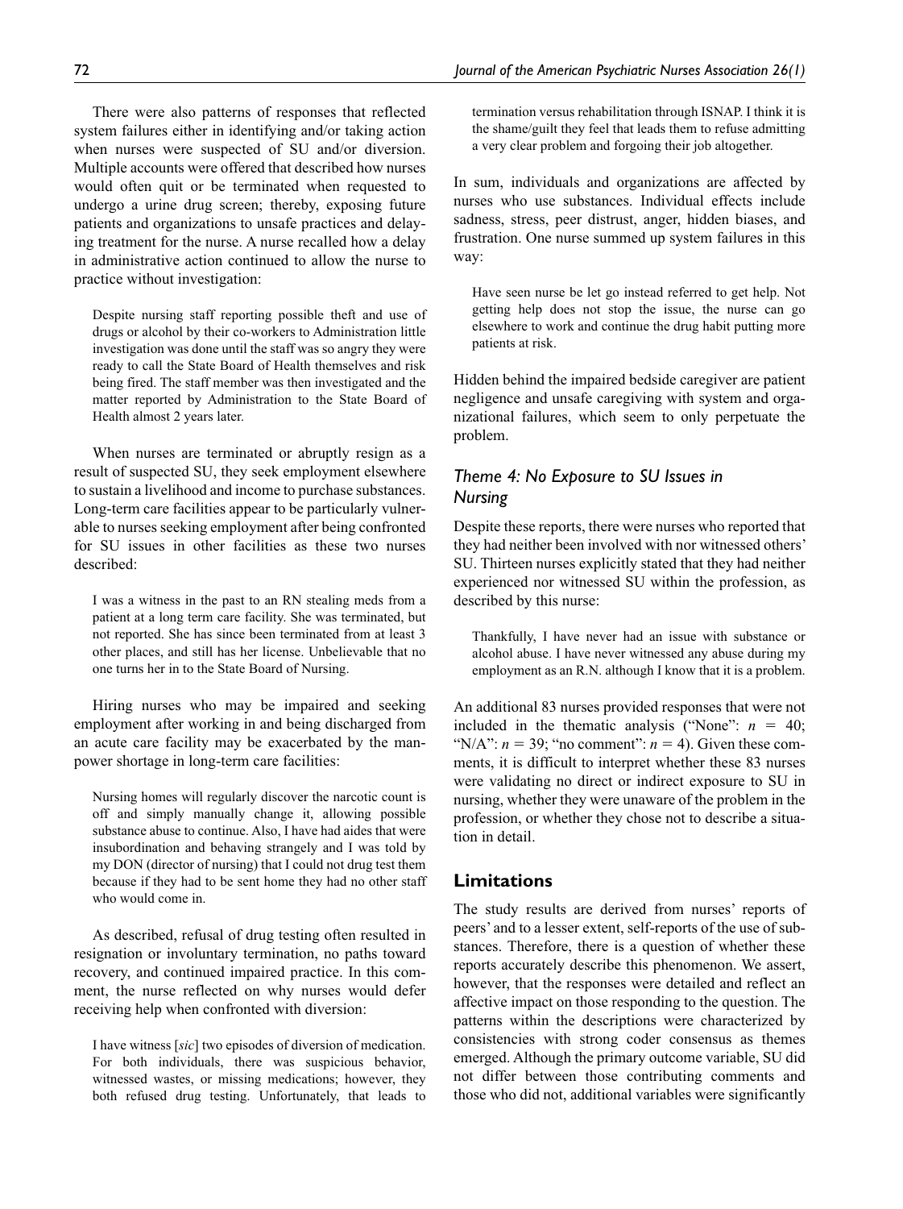There were also patterns of responses that reflected system failures either in identifying and/or taking action when nurses were suspected of SU and/or diversion. Multiple accounts were offered that described how nurses would often quit or be terminated when requested to undergo a urine drug screen; thereby, exposing future patients and organizations to unsafe practices and delaying treatment for the nurse. A nurse recalled how a delay in administrative action continued to allow the nurse to practice without investigation:

> Despite nursing staff reporting possible theft and use of drugs or alcohol by their co-workers to Administration little investigation was done until the staff was so angry they were ready to call the State Board of Health themselves and risk being fired. The staff member was then investigated and the matter reported by Administration to the State Board of Health almost 2 years later.

When nurses are terminated or abruptly resign as a result of suspected SU, they seek employment elsewhere to sustain a livelihood and income to purchase substances. Long-term care facilities appear to be particularly vulnerable to nurses seeking employment after being confronted for SU issues in other facilities as these two nurses described:

> I was a witness in the past to an RN stealing meds from a patient at a long term care facility. She was terminated, but not reported. She has since been terminated from at least 3 other places, and still has her license. Unbelievable that no one turns her in to the State Board of Nursing.

Hiring nurses who may be impaired and seeking employment after working in and being discharged from an acute care facility may be exacerbated by the manpower shortage in long-term care facilities:

> Nursing homes will regularly discover the narcotic count is off and simply manually change it, allowing possible substance abuse to continue. Also, I have had aides that were insubordination and behaving strangely and I was told by my DON (director of nursing) that I could not drug test them because if they had to be sent home they had no other staff who would come in.

As described, refusal of drug testing often resulted in resignation or involuntary termination, no paths toward recovery, and continued impaired practice. In this comment, the nurse reflected on why nurses would defer receiving help when confronted with diversion:

> I have witness [*sic*] two episodes of diversion of medication. For both individuals, there was suspicious behavior, witnessed wastes, or missing medications; however, they both refused drug testing. Unfortunately, that leads to termination versus rehabilitation through ISNAP. I think it is the shame/guilt they feel that leads them to refuse admitting a very clear problem and forgoing their job altogether.

In sum, individuals and organizations are affected by nurses who use substances. Individual effects include sadness, stress, peer distrust, anger, hidden biases, and frustration. One nurse summed up system failures in this way:

> Have seen nurse be let go instead referred to get help. Not getting help does not stop the issue, the nurse can go elsewhere to work and continue the drug habit putting more patients at risk.

Hidden behind the impaired bedside caregiver are patient negligence and unsafe caregiving with system and organizational failures, which seem to only perpetuate the problem.

### *Theme 4: No Exposure to SU Issues in Nursing*

Despite these reports, there were nurses who reported that they had neither been involved with nor witnessed others' SU. Thirteen nurses explicitly stated that they had neither experienced nor witnessed SU within the profession, as described by this nurse:

> Thankfully, I have never had an issue with substance or alcohol abuse. I have never witnessed any abuse during my employment as an R.N. although I know that it is a problem.

An additional 83 nurses provided responses that were not included in the thematic analysis ("None": $n$ = 40; "N/A": $n$ = 39; "no comment": $n$ = 4). Given these comments, it is difficult to interpret whether these 83 nurses were validating no direct or indirect exposure to SU in nursing, whether they were unaware of the problem in the profession, or whether they chose not to describe a situation in detail.

## Limitations

The study results are derived from nurses' reports of peers' and to a lesser extent, self-reports of the use of substances. Therefore, there is a question of whether these reports accurately describe this phenomenon. We assert, however, that the responses were detailed and reflect an affective impact on those responding to the question. The patterns within the descriptions were characterized by consistencies with strong coder consensus as themes emerged. Although the primary outcome variable, SU did not differ between those contributing comments and those who did not, additional variables were significantly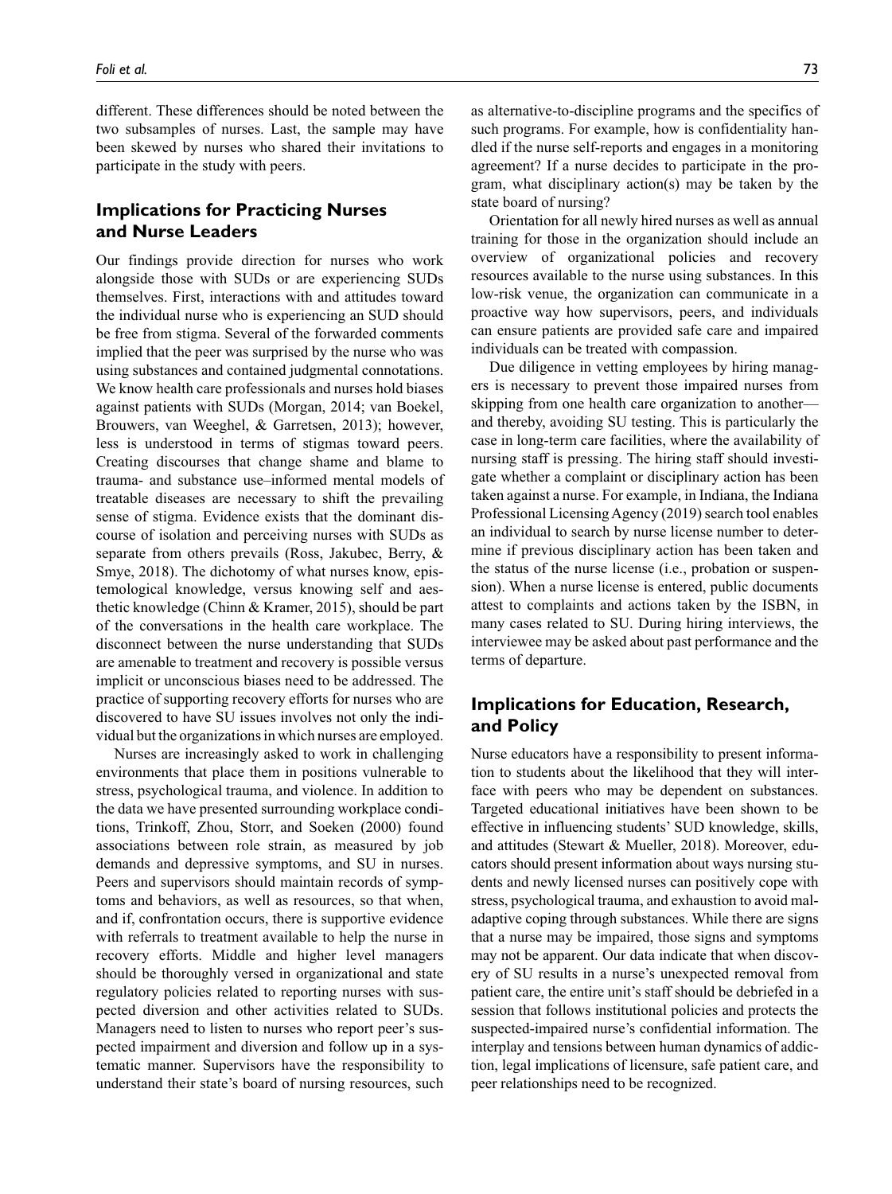different. These differences should be noted between the two subsamples of nurses. Last, the sample may have been skewed by nurses who shared their invitations to participate in the study with peers.

## Implications for Practicing Nurses and Nurse Leaders

Our findings provide direction for nurses who work alongside those with SUDs or are experiencing SUDs themselves. First, interactions with and attitudes toward the individual nurse who is experiencing an SUD should be free from stigma. Several of the forwarded comments implied that the peer was surprised by the nurse who was using substances and contained judgmental connotations. We know health care professionals and nurses hold biases against patients with SUDs (Morgan, 2014; van Boekel, Brouwers, van Weeghel, & Garretsen, 2013); however, less is understood in terms of stigmas toward peers. Creating discourses that change shame and blame to trauma- and substance use–informed mental models of treatable diseases are necessary to shift the prevailing sense of stigma. Evidence exists that the dominant discourse of isolation and perceiving nurses with SUDs as separate from others prevails (Ross, Jakubec, Berry, & Smye, 2018). The dichotomy of what nurses know, epistemological knowledge, versus knowing self and aesthetic knowledge (Chinn & Kramer, 2015), should be part of the conversations in the health care workplace. The disconnect between the nurse understanding that SUDs are amenable to treatment and recovery is possible versus implicit or unconscious biases need to be addressed. The practice of supporting recovery efforts for nurses who are discovered to have SU issues involves not only the individual but the organizations in which nurses are employed.

Nurses are increasingly asked to work in challenging environments that place them in positions vulnerable to stress, psychological trauma, and violence. In addition to the data we have presented surrounding workplace conditions, Trinkoff, Zhou, Storr, and Soeken (2000) found associations between role strain, as measured by job demands and depressive symptoms, and SU in nurses. Peers and supervisors should maintain records of symptoms and behaviors, as well as resources, so that when, and if, confrontation occurs, there is supportive evidence with referrals to treatment available to help the nurse in recovery efforts. Middle and higher level managers should be thoroughly versed in organizational and state regulatory policies related to reporting nurses with suspected diversion and other activities related to SUDs. Managers need to listen to nurses who report peer's suspected impairment and diversion and follow up in a systematic manner. Supervisors have the responsibility to understand their state's board of nursing resources, such as alternative-to-discipline programs and the specifics of such programs. For example, how is confidentiality handled if the nurse self-reports and engages in a monitoring agreement? If a nurse decides to participate in the program, what disciplinary action(s) may be taken by the state board of nursing?

Orientation for all newly hired nurses as well as annual training for those in the organization should include an overview of organizational policies and recovery resources available to the nurse using substances. In this low-risk venue, the organization can communicate in a proactive way how supervisors, peers, and individuals can ensure patients are provided safe care and impaired individuals can be treated with compassion.

Due diligence in vetting employees by hiring managers is necessary to prevent those impaired nurses from skipping from one health care organization to another—and thereby, avoiding SU testing. This is particularly the case in long-term care facilities, where the availability of nursing staff is pressing. The hiring staff should investigate whether a complaint or disciplinary action has been taken against a nurse. For example, in Indiana, the Indiana Professional Licensing Agency (2019) search tool enables an individual to search by nurse license number to determine if previous disciplinary action has been taken and the status of the nurse license (i.e., probation or suspension). When a nurse license is entered, public documents attest to complaints and actions taken by the ISBN, in many cases related to SU. During hiring interviews, the interviewee may be asked about past performance and the terms of departure.

## Implications for Education, Research, and Policy

Nurse educators have a responsibility to present information to students about the likelihood that they will interface with peers who may be dependent on substances. Targeted educational initiatives have been shown to be effective in influencing students' SUD knowledge, skills, and attitudes (Stewart & Mueller, 2018). Moreover, educators should present information about ways nursing students and newly licensed nurses can positively cope with stress, psychological trauma, and exhaustion to avoid maladaptive coping through substances. While there are signs that a nurse may be impaired, those signs and symptoms may not be apparent. Our data indicate that when discovery of SU results in a nurse's unexpected removal from patient care, the entire unit's staff should be debriefed in a session that follows institutional policies and protects the suspected-impaired nurse's confidential information. The interplay and tensions between human dynamics of addiction, legal implications of licensure, safe patient care, and peer relationships need to be recognized.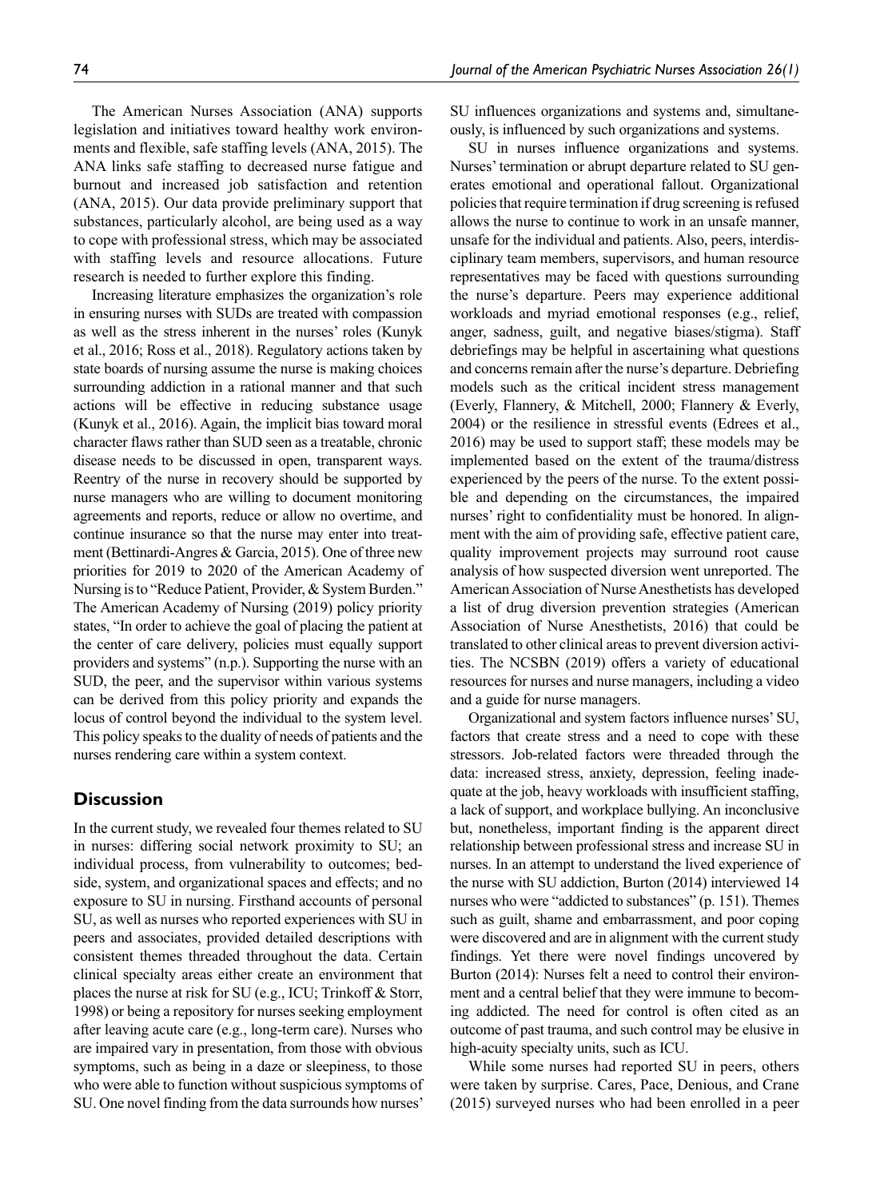The American Nurses Association (ANA) supports legislation and initiatives toward healthy work environments and flexible, safe staffing levels (ANA, 2015). The ANA links safe staffing to decreased nurse fatigue and burnout and increased job satisfaction and retention (ANA, 2015). Our data provide preliminary support that substances, particularly alcohol, are being used as a way to cope with professional stress, which may be associated with staffing levels and resource allocations. Future research is needed to further explore this finding.

Increasing literature emphasizes the organization's role in ensuring nurses with SUDs are treated with compassion as well as the stress inherent in the nurses' roles (Kunyk et al., 2016; Ross et al., 2018). Regulatory actions taken by state boards of nursing assume the nurse is making choices surrounding addiction in a rational manner and that such actions will be effective in reducing substance usage (Kunyk et al., 2016). Again, the implicit bias toward moral character flaws rather than SUD seen as a treatable, chronic disease needs to be discussed in open, transparent ways. Reentry of the nurse in recovery should be supported by nurse managers who are willing to document monitoring agreements and reports, reduce or allow no overtime, and continue insurance so that the nurse may enter into treatment (Bettinardi-Angres & Garcia, 2015). One of three new priorities for 2019 to 2020 of the American Academy of Nursing is to "Reduce Patient, Provider, & System Burden." The American Academy of Nursing (2019) policy priority states, "In order to achieve the goal of placing the patient at the center of care delivery, policies must equally support providers and systems" (n.p.). Supporting the nurse with an SUD, the peer, and the supervisor within various systems can be derived from this policy priority and expands the locus of control beyond the individual to the system level. This policy speaks to the duality of needs of patients and the nurses rendering care within a system context.

## Discussion

In the current study, we revealed four themes related to SU in nurses: differing social network proximity to SU; an individual process, from vulnerability to outcomes; bedside, system, and organizational spaces and effects; and no exposure to SU in nursing. Firsthand accounts of personal SU, as well as nurses who reported experiences with SU in peers and associates, provided detailed descriptions with consistent themes threaded throughout the data. Certain clinical specialty areas either create an environment that places the nurse at risk for SU (e.g., ICU; Trinkoff & Storr, 1998) or being a repository for nurses seeking employment after leaving acute care (e.g., long-term care). Nurses who are impaired vary in presentation, from those with obvious symptoms, such as being in a daze or sleepiness, to those who were able to function without suspicious symptoms of SU. One novel finding from the data surrounds how nurses' SU influences organizations and systems and, simultaneously, is influenced by such organizations and systems.

SU in nurses influence organizations and systems. Nurses' termination or abrupt departure related to SU generates emotional and operational fallout. Organizational policies that require termination if drug screening is refused allows the nurse to continue to work in an unsafe manner, unsafe for the individual and patients. Also, peers, interdisciplinary team members, supervisors, and human resource representatives may be faced with questions surrounding the nurse's departure. Peers may experience additional workloads and myriad emotional responses (e.g., relief, anger, sadness, guilt, and negative biases/stigma). Staff debriefings may be helpful in ascertaining what questions and concerns remain after the nurse's departure. Debriefing models such as the critical incident stress management (Everly, Flannery, & Mitchell, 2000; Flannery & Everly, 2004) or the resilience in stressful events (Edrees et al., 2016) may be used to support staff; these models may be implemented based on the extent of the trauma/distress experienced by the peers of the nurse. To the extent possible and depending on the circumstances, the impaired nurses' right to confidentiality must be honored. In alignment with the aim of providing safe, effective patient care, quality improvement projects may surround root cause analysis of how suspected diversion went unreported. The American Association of Nurse Anesthetists has developed a list of drug diversion prevention strategies (American Association of Nurse Anesthetists, 2016) that could be translated to other clinical areas to prevent diversion activities. The NCSBN (2019) offers a variety of educational resources for nurses and nurse managers, including a video and a guide for nurse managers.

Organizational and system factors influence nurses' SU, factors that create stress and a need to cope with these stressors. Job-related factors were threaded through the data: increased stress, anxiety, depression, feeling inadequate at the job, heavy workloads with insufficient staffing, a lack of support, and workplace bullying. An inconclusive but, nonetheless, important finding is the apparent direct relationship between professional stress and increase SU in nurses. In an attempt to understand the lived experience of the nurse with SU addiction, Burton (2014) interviewed 14 nurses who were "addicted to substances" (p. 151). Themes such as guilt, shame and embarrassment, and poor coping were discovered and are in alignment with the current study findings. Yet there were novel findings uncovered by Burton (2014): Nurses felt a need to control their environment and a central belief that they were immune to becoming addicted. The need for control is often cited as an outcome of past trauma, and such control may be elusive in high-acuity specialty units, such as ICU.

While some nurses had reported SU in peers, others were taken by surprise. Cares, Pace, Denious, and Crane (2015) surveyed nurses who had been enrolled in a peer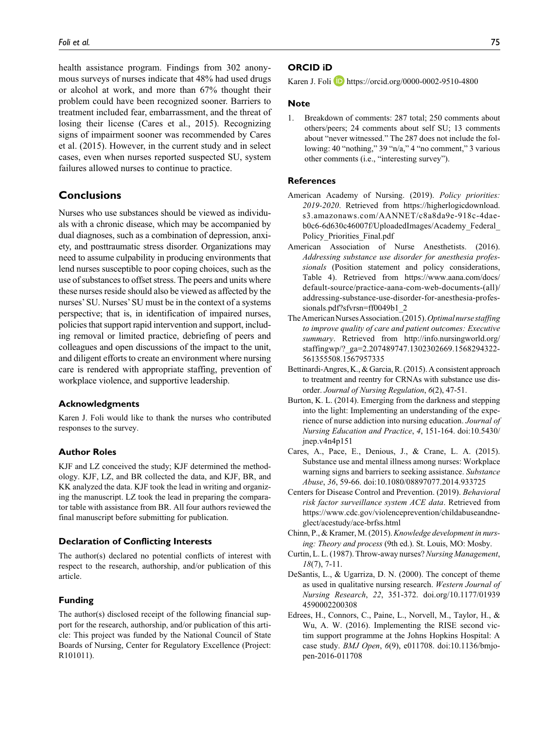health assistance program. Findings from 302 anonymous surveys of nurses indicate that 48% had used drugs or alcohol at work, and more than 67% thought their problem could have been recognized sooner. Barriers to treatment included fear, embarrassment, and the threat of losing their license (Cares et al., 2015). Recognizing signs of impairment sooner was recommended by Cares et al. (2015). However, in the current study and in select cases, even when nurses reported suspected SU, system failures allowed nurses to continue to practice.

## Conclusions

Nurses who use substances should be viewed as individuals with a chronic disease, which may be accompanied by dual diagnoses, such as a combination of depression, anxiety, and posttraumatic stress disorder. Organizations may need to assume culpability in producing environments that lend nurses susceptible to poor coping choices, such as the use of substances to offset stress. The peers and units where these nurses reside should also be viewed as affected by the nurses' SU. Nurses' SU must be in the context of a systems perspective; that is, in identification of impaired nurses, policies that support rapid intervention and support, including removal or limited practice, debriefing of peers and colleagues and open discussions of the impact to the unit, and diligent efforts to create an environment where nursing care is rendered with appropriate staffing, prevention of workplace violence, and supportive leadership.

### Acknowledgments

Karen J. Foli would like to thank the nurses who contributed responses to the survey.

### Author Roles

KJF and LZ conceived the study; KJF determined the methodology. KJF, LZ, and BR collected the data, and KJF, BR, and KK analyzed the data. KJF took the lead in writing and organizing the manuscript. LZ took the lead in preparing the comparator table with assistance from BR. All four authors reviewed the final manuscript before submitting for publication.

### Declaration of Conflicting Interests

The author(s) declared no potential conflicts of interest with respect to the research, authorship, and/or publication of this article.

### Funding

The author(s) disclosed receipt of the following financial support for the research, authorship, and/or publication of this article: This project was funded by the National Council of State Boards of Nursing, Center for Regulatory Excellence (Project: R101011).

### ORCID iD

Karen J. Foli https://orcid.org/0000-0002-9510-4800

### Note

1. Breakdown of comments: 287 total; 250 comments about others/peers; 24 comments about self SU; 13 comments about "never witnessed." The 287 does not include the following: 40 "nothing," 39 "n/a," 4 "no comment," 3 various other comments (i.e., "interesting survey").

### References

American Academy of Nursing. (2019). *Policy priorities: 2019-2020*. Retrieved from https://higherlogicdownload.s3.amazonaws.com/AANNET/c8a8da9e-918c-4dae-b0c6-6d630c46007f/UploadedImages/Academy_Federal_Policy_Priorities_Final.pdf

American Association of Nurse Anesthetists. (2016). *Addressing substance use disorder for anesthesia professionals* (Position statement and policy considerations, Table 4). Retrieved from https://www.aana.com/docs/default-source/practice-aana-com-web-documents-(all)/addressing-substance-use-disorder-for-anesthesia-professionals.pdf?sfvrsn=ff0049b1_2

The American Nurses Association. (2015). *Optimal nurse staffing to improve quality of care and patient outcomes: Executive summary*. Retrieved from http://info.nursingworld.org/staffingwp/?_ga=2.207489747.1302302669.1568294322-561355508.1567957335

Bettinardi-Angres, K., & Garcia, R. (2015). A consistent approach to treatment and reentry for CRNAs with substance use disorder. *Journal of Nursing Regulation*, *6*(2), 47-51.

Burton, K. L. (2014). Emerging from the darkness and stepping into the light: Implementing an understanding of the experience of nurse addiction into nursing education. *Journal of Nursing Education and Practice*, *4*, 151-164. doi:10.5430/jnep.v4n4p151

Cares, A., Pace, E., Denious, J., & Crane, L. A. (2015). Substance use and mental illness among nurses: Workplace warning signs and barriers to seeking assistance. *Substance Abuse*, *36*, 59-66. doi:10.1080/08897077.2014.933725

Centers for Disease Control and Prevention. (2019). *Behavioral risk factor surveillance system ACE data*. Retrieved from https://www.cdc.gov/violenceprevention/childabuseandneglect/acestudy/ace-brfss.html

Chinn, P., & Kramer, M. (2015). *Knowledge development in nursing: Theory and process* (9th ed.). St. Louis, MO: Mosby.

Curtin, L. L. (1987). Throw-away nurses? *Nursing Management*, *18*(7), 7-11.

DeSantis, L., & Ugarriza, D. N. (2000). The concept of theme as used in qualitative nursing research. *Western Journal of Nursing Research*, *22*, 351-372. doi.org/10.1177/019394590002200308

Edrees, H., Connors, C., Paine, L., Norvell, M., Taylor, H., & Wu, A. W. (2016). Implementing the RISE second victim support programme at the Johns Hopkins Hospital: A case study. *BMJ Open*, *6*(9), e011708. doi:10.1136/bmjopen-2016-011708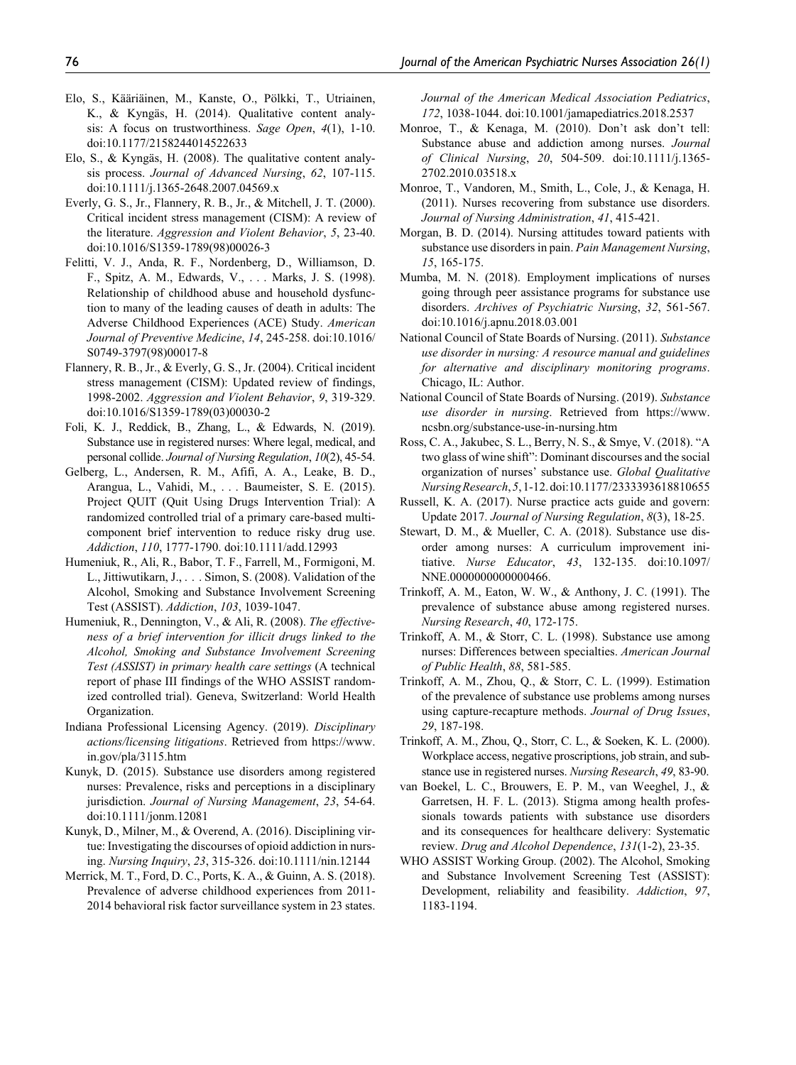Elo, S., Kääriäinen, M., Kanste, O., Pölkki, T., Utriainen, K., & Kyngäs, H. (2014). Qualitative content analysis: A focus on trustworthiness. *Sage Open*, *4*(1), 1-10. doi:10.1177/2158244014522633

Elo, S., & Kyngäs, H. (2008). The qualitative content analysis process. *Journal of Advanced Nursing*, *62*, 107-115. doi:10.1111/j.1365-2648.2007.04569.x

Everly, G. S., Jr., Flannery, R. B., Jr., & Mitchell, J. T. (2000). Critical incident stress management (CISM): A review of the literature. *Aggression and Violent Behavior*, *5*, 23-40. doi:10.1016/S1359-1789(98)00026-3

Felitti, V. J., Anda, R. F., Nordenberg, D., Williamson, D. F., Spitz, A. M., Edwards, V., . . . Marks, J. S. (1998). Relationship of childhood abuse and household dysfunction to many of the leading causes of death in adults: The Adverse Childhood Experiences (ACE) Study. *American Journal of Preventive Medicine*, *14*, 245-258. doi:10.1016/S0749-3797(98)00017-8

Flannery, R. B., Jr., & Everly, G. S., Jr. (2004). Critical incident stress management (CISM): Updated review of findings, 1998-2002. *Aggression and Violent Behavior*, *9*, 319-329. doi:10.1016/S1359-1789(03)00030-2

Foli, K. J., Reddick, B., Zhang, L., & Edwards, N. (2019). Substance use in registered nurses: Where legal, medical, and personal collide. *Journal of Nursing Regulation*, *10*(2), 45-54.

Gelberg, L., Andersen, R. M., Afifi, A. A., Leake, B. D., Arangua, L., Vahidi, M., . . . Baumeister, S. E. (2015). Project QUIT (Quit Using Drugs Intervention Trial): A randomized controlled trial of a primary care-based multi-component brief intervention to reduce risky drug use. *Addiction*, *110*, 1777-1790. doi:10.1111/add.12993

Humeniuk, R., Ali, R., Babor, T. F., Farrell, M., Formigoni, M. L., Jittiwutikarn, J., . . . Simon, S. (2008). Validation of the Alcohol, Smoking and Substance Involvement Screening Test (ASSIST). *Addiction*, *103*, 1039-1047.

Humeniuk, R., Dennington, V., & Ali, R. (2008). *The effectiveness of a brief intervention for illicit drugs linked to the Alcohol, Smoking and Substance Involvement Screening Test (ASSIST) in primary health care settings* (A technical report of phase III findings of the WHO ASSIST randomized controlled trial). Geneva, Switzerland: World Health Organization.

Indiana Professional Licensing Agency. (2019). *Disciplinary actions/licensing litigations*. Retrieved from https://www.in.gov/pla/3115.htm

Kunyk, D. (2015). Substance use disorders among registered nurses: Prevalence, risks and perceptions in a disciplinary jurisdiction. *Journal of Nursing Management*, *23*, 54-64. doi:10.1111/jonm.12081

Kunyk, D., Milner, M., & Overend, A. (2016). Disciplining virtue: Investigating the discourses of opioid addiction in nursing. *Nursing Inquiry*, *23*, 315-326. doi:10.1111/nin.12144

Merrick, M. T., Ford, D. C., Ports, K. A., & Guinn, A. S. (2018). Prevalence of adverse childhood experiences from 2011-2014 behavioral risk factor surveillance system in 23 states. *Journal of the American Medical Association Pediatrics*, *172*, 1038-1044. doi:10.1001/jamapediatrics.2018.2537

Monroe, T., & Kenaga, M. (2010). Don't ask don't tell: Substance abuse and addiction among nurses. *Journal of Clinical Nursing*, *20*, 504-509. doi:10.1111/j.1365-2702.2010.03518.x

Monroe, T., Vandoren, M., Smith, L., Cole, J., & Kenaga, H. (2011). Nurses recovering from substance use disorders. *Journal of Nursing Administration*, *41*, 415-421.

Morgan, B. D. (2014). Nursing attitudes toward patients with substance use disorders in pain. *Pain Management Nursing*, *15*, 165-175.

Mumba, M. N. (2018). Employment implications of nurses going through peer assistance programs for substance use disorders. *Archives of Psychiatric Nursing*, *32*, 561-567. doi:10.1016/j.apnu.2018.03.001

National Council of State Boards of Nursing. (2011). *Substance use disorder in nursing: A resource manual and guidelines for alternative and disciplinary monitoring programs*. Chicago, IL: Author.

National Council of State Boards of Nursing. (2019). *Substance use disorder in nursing*. Retrieved from https://www.ncsbn.org/substance-use-in-nursing.htm

Ross, C. A., Jakubec, S. L., Berry, N. S., & Smye, V. (2018). "A two glass of wine shift": Dominant discourses and the social organization of nurses' substance use. *Global Qualitative Nursing Research*, *5*, 1-12. doi:10.1177/2333393618810655

Russell, K. A. (2017). Nurse practice acts guide and govern: Update 2017. *Journal of Nursing Regulation*, *8*(3), 18-25.

Stewart, D. M., & Mueller, C. A. (2018). Substance use disorder among nurses: A curriculum improvement initiative. *Nurse Educator*, *43*, 132-135. doi:10.1097/NNE.0000000000000466.

Trinkoff, A. M., Eaton, W. W., & Anthony, J. C. (1991). The prevalence of substance abuse among registered nurses. *Nursing Research*, *40*, 172-175.

Trinkoff, A. M., & Storr, C. L. (1998). Substance use among nurses: Differences between specialties. *American Journal of Public Health*, *88*, 581-585.

Trinkoff, A. M., Zhou, Q., & Storr, C. L. (1999). Estimation of the prevalence of substance use problems among nurses using capture-recapture methods. *Journal of Drug Issues*, *29*, 187-198.

Trinkoff, A. M., Zhou, Q., Storr, C. L., & Soeken, K. L. (2000). Workplace access, negative proscriptions, job strain, and substance use in registered nurses. *Nursing Research*, *49*, 83-90.

van Boekel, L. C., Brouwers, E. P. M., van Weeghel, J., & Garretsen, H. F. L. (2013). Stigma among health professionals towards patients with substance use disorders and its consequences for healthcare delivery: Systematic review. *Drug and Alcohol Dependence*, *131*(1-2), 23-35.

WHO ASSIST Working Group. (2002). The Alcohol, Smoking and Substance Involvement Screening Test (ASSIST): Development, reliability and feasibility. *Addiction*, *97*, 1183-1194.